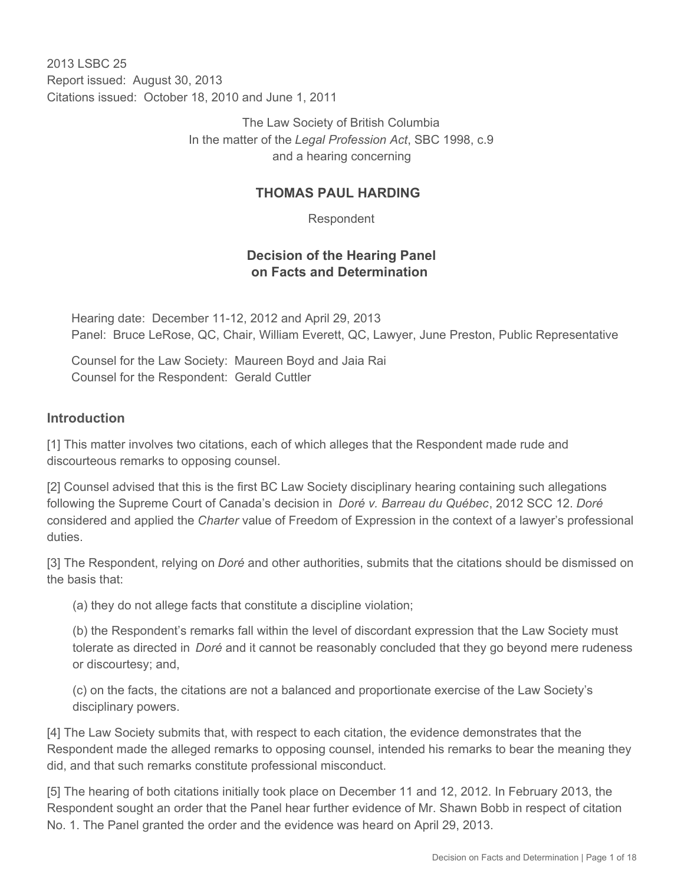2013 LSBC 25
Report issued: August 30, 2013
Citations issued: October 18, 2010 and June 1, 2011

The Law Society of British Columbia
In the matter of the *Legal Profession Act*, SBC 1998, c.9
and a hearing concerning

## THOMAS PAUL HARDING

Respondent

### Decision of the Hearing Panel on Facts and Determination

Hearing date: December 11-12, 2012 and April 29, 2013
Panel: Bruce LeRose, QC, Chair, William Everett, QC, Lawyer, June Preston, Public Representative

Counsel for the Law Society: Maureen Boyd and Jaia Rai
Counsel for the Respondent: Gerald Cuttler

### Introduction

[1] This matter involves two citations, each of which alleges that the Respondent made rude and discourteous remarks to opposing counsel.

[2] Counsel advised that this is the first BC Law Society disciplinary hearing containing such allegations following the Supreme Court of Canada's decision in *Doré v. Barreau du Québec*, 2012 SCC 12. *Doré* considered and applied the *Charter* value of Freedom of Expression in the context of a lawyer's professional duties.

[3] The Respondent, relying on *Doré* and other authorities, submits that the citations should be dismissed on the basis that:

(a) they do not allege facts that constitute a discipline violation;

(b) the Respondent's remarks fall within the level of discordant expression that the Law Society must tolerate as directed in *Doré* and it cannot be reasonably concluded that they go beyond mere rudeness or discourtesy; and,

(c) on the facts, the citations are not a balanced and proportionate exercise of the Law Society's disciplinary powers.

[4] The Law Society submits that, with respect to each citation, the evidence demonstrates that the Respondent made the alleged remarks to opposing counsel, intended his remarks to bear the meaning they did, and that such remarks constitute professional misconduct.

[5] The hearing of both citations initially took place on December 11 and 12, 2012. In February 2013, the Respondent sought an order that the Panel hear further evidence of Mr. Shawn Bobb in respect of citation No. 1. The Panel granted the order and the evidence was heard on April 29, 2013.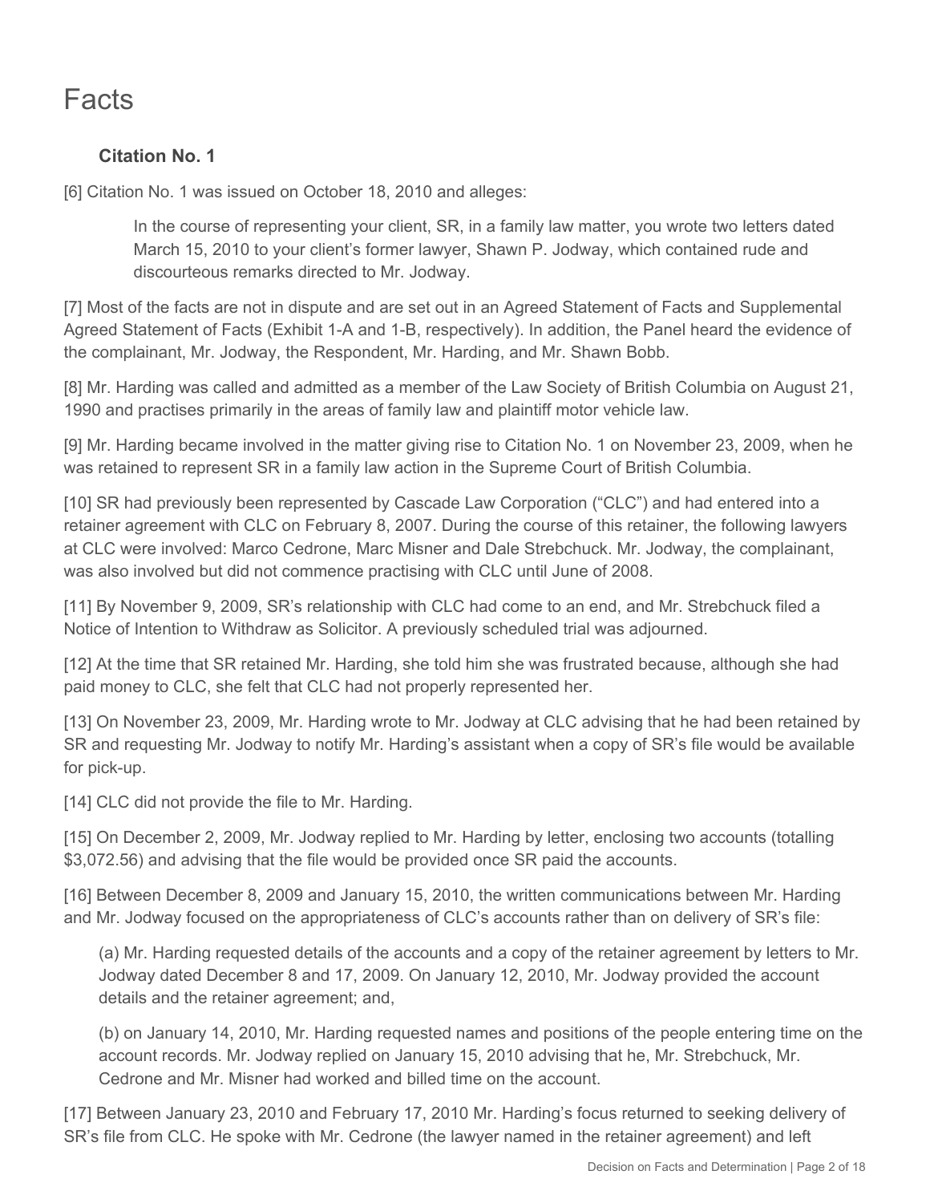# Facts

### Citation No. 1

[6] Citation No. 1 was issued on October 18, 2010 and alleges:

> In the course of representing your client, SR, in a family law matter, you wrote two letters dated March 15, 2010 to your client's former lawyer, Shawn P. Jodway, which contained rude and discourteous remarks directed to Mr. Jodway.

[7] Most of the facts are not in dispute and are set out in an Agreed Statement of Facts and Supplemental Agreed Statement of Facts (Exhibit 1-A and 1-B, respectively). In addition, the Panel heard the evidence of the complainant, Mr. Jodway, the Respondent, Mr. Harding, and Mr. Shawn Bobb.

[8] Mr. Harding was called and admitted as a member of the Law Society of British Columbia on August 21, 1990 and practises primarily in the areas of family law and plaintiff motor vehicle law.

[9] Mr. Harding became involved in the matter giving rise to Citation No. 1 on November 23, 2009, when he was retained to represent SR in a family law action in the Supreme Court of British Columbia.

[10] SR had previously been represented by Cascade Law Corporation ("CLC") and had entered into a retainer agreement with CLC on February 8, 2007. During the course of this retainer, the following lawyers at CLC were involved: Marco Cedrone, Marc Misner and Dale Strebchuck. Mr. Jodway, the complainant, was also involved but did not commence practising with CLC until June of 2008.

[11] By November 9, 2009, SR's relationship with CLC had come to an end, and Mr. Strebchuck filed a Notice of Intention to Withdraw as Solicitor. A previously scheduled trial was adjourned.

[12] At the time that SR retained Mr. Harding, she told him she was frustrated because, although she had paid money to CLC, she felt that CLC had not properly represented her.

[13] On November 23, 2009, Mr. Harding wrote to Mr. Jodway at CLC advising that he had been retained by SR and requesting Mr. Jodway to notify Mr. Harding's assistant when a copy of SR's file would be available for pick-up.

[14] CLC did not provide the file to Mr. Harding.

[15] On December 2, 2009, Mr. Jodway replied to Mr. Harding by letter, enclosing two accounts (totalling $3,072.56) and advising that the file would be provided once SR paid the accounts.

[16] Between December 8, 2009 and January 15, 2010, the written communications between Mr. Harding and Mr. Jodway focused on the appropriateness of CLC's accounts rather than on delivery of SR's file:

(a) Mr. Harding requested details of the accounts and a copy of the retainer agreement by letters to Mr. Jodway dated December 8 and 17, 2009. On January 12, 2010, Mr. Jodway provided the account details and the retainer agreement; and,

(b) on January 14, 2010, Mr. Harding requested names and positions of the people entering time on the account records. Mr. Jodway replied on January 15, 2010 advising that he, Mr. Strebchuck, Mr. Cedrone and Mr. Misner had worked and billed time on the account.

[17] Between January 23, 2010 and February 17, 2010 Mr. Harding's focus returned to seeking delivery of SR's file from CLC. He spoke with Mr. Cedrone (the lawyer named in the retainer agreement) and left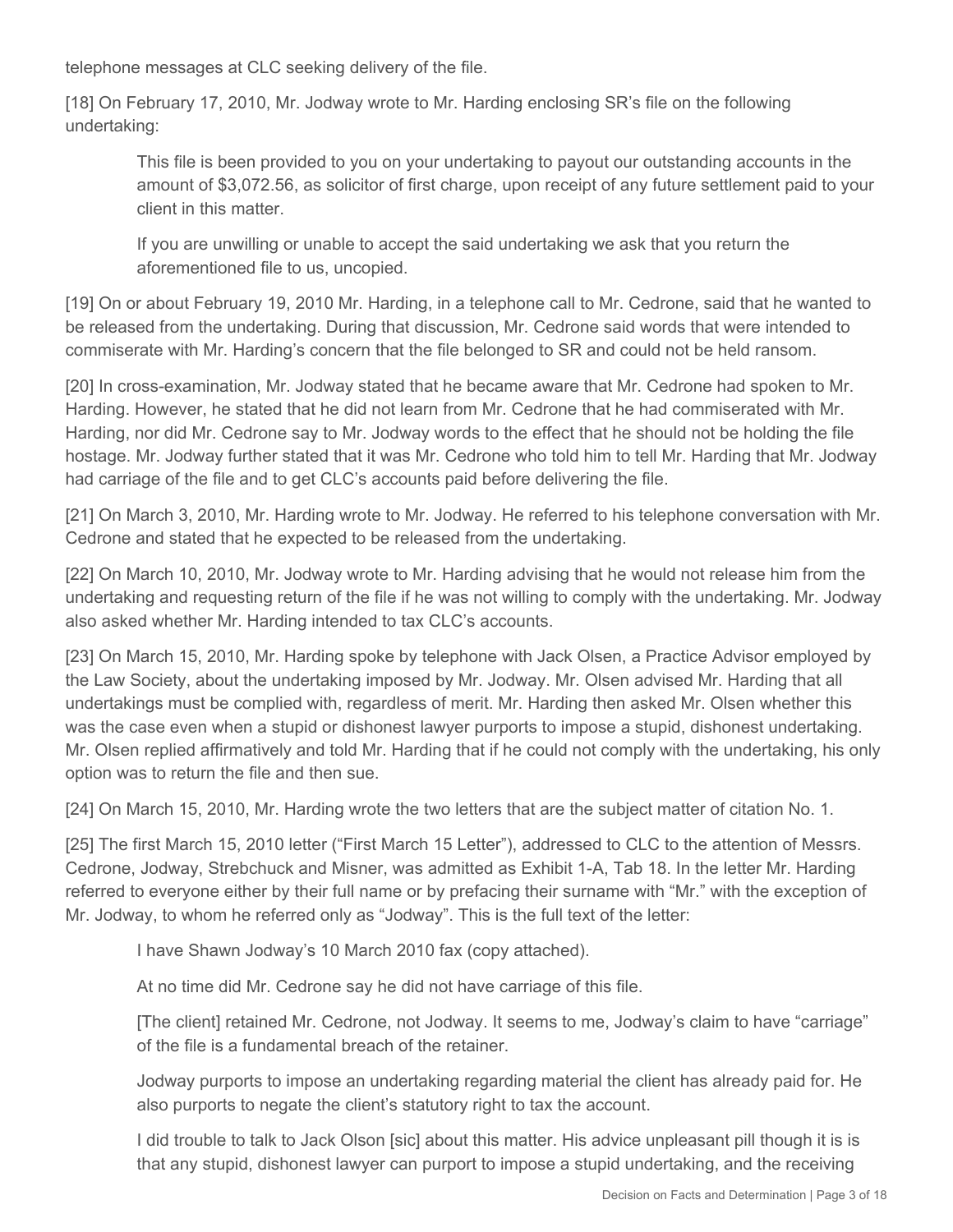telephone messages at CLC seeking delivery of the file.

[18] On February 17, 2010, Mr. Jodway wrote to Mr. Harding enclosing SR's file on the following undertaking:

> This file is been provided to you on your undertaking to payout our outstanding accounts in the amount of $3,072.56, as solicitor of first charge, upon receipt of any future settlement paid to your client in this matter.
>
> If you are unwilling or unable to accept the said undertaking we ask that you return the aforementioned file to us, uncopied.

[19] On or about February 19, 2010 Mr. Harding, in a telephone call to Mr. Cedrone, said that he wanted to be released from the undertaking. During that discussion, Mr. Cedrone said words that were intended to commiserate with Mr. Harding's concern that the file belonged to SR and could not be held ransom.

[20] In cross-examination, Mr. Jodway stated that he became aware that Mr. Cedrone had spoken to Mr. Harding. However, he stated that he did not learn from Mr. Cedrone that he had commiserated with Mr. Harding, nor did Mr. Cedrone say to Mr. Jodway words to the effect that he should not be holding the file hostage. Mr. Jodway further stated that it was Mr. Cedrone who told him to tell Mr. Harding that Mr. Jodway had carriage of the file and to get CLC's accounts paid before delivering the file.

[21] On March 3, 2010, Mr. Harding wrote to Mr. Jodway. He referred to his telephone conversation with Mr. Cedrone and stated that he expected to be released from the undertaking.

[22] On March 10, 2010, Mr. Jodway wrote to Mr. Harding advising that he would not release him from the undertaking and requesting return of the file if he was not willing to comply with the undertaking. Mr. Jodway also asked whether Mr. Harding intended to tax CLC's accounts.

[23] On March 15, 2010, Mr. Harding spoke by telephone with Jack Olsen, a Practice Advisor employed by the Law Society, about the undertaking imposed by Mr. Jodway. Mr. Olsen advised Mr. Harding that all undertakings must be complied with, regardless of merit. Mr. Harding then asked Mr. Olsen whether this was the case even when a stupid or dishonest lawyer purports to impose a stupid, dishonest undertaking. Mr. Olsen replied affirmatively and told Mr. Harding that if he could not comply with the undertaking, his only option was to return the file and then sue.

[24] On March 15, 2010, Mr. Harding wrote the two letters that are the subject matter of citation No. 1.

[25] The first March 15, 2010 letter ("First March 15 Letter"), addressed to CLC to the attention of Messrs. Cedrone, Jodway, Strebchuck and Misner, was admitted as Exhibit 1-A, Tab 18. In the letter Mr. Harding referred to everyone either by their full name or by prefacing their surname with "Mr." with the exception of Mr. Jodway, to whom he referred only as "Jodway". This is the full text of the letter:

> I have Shawn Jodway's 10 March 2010 fax (copy attached).
>
> At no time did Mr. Cedrone say he did not have carriage of this file.
>
> [The client] retained Mr. Cedrone, not Jodway. It seems to me, Jodway's claim to have "carriage" of the file is a fundamental breach of the retainer.
>
> Jodway purports to impose an undertaking regarding material the client has already paid for. He also purports to negate the client's statutory right to tax the account.
>
> I did trouble to talk to Jack Olson [sic] about this matter. His advice unpleasant pill though it is is that any stupid, dishonest lawyer can purport to impose a stupid undertaking, and the receiving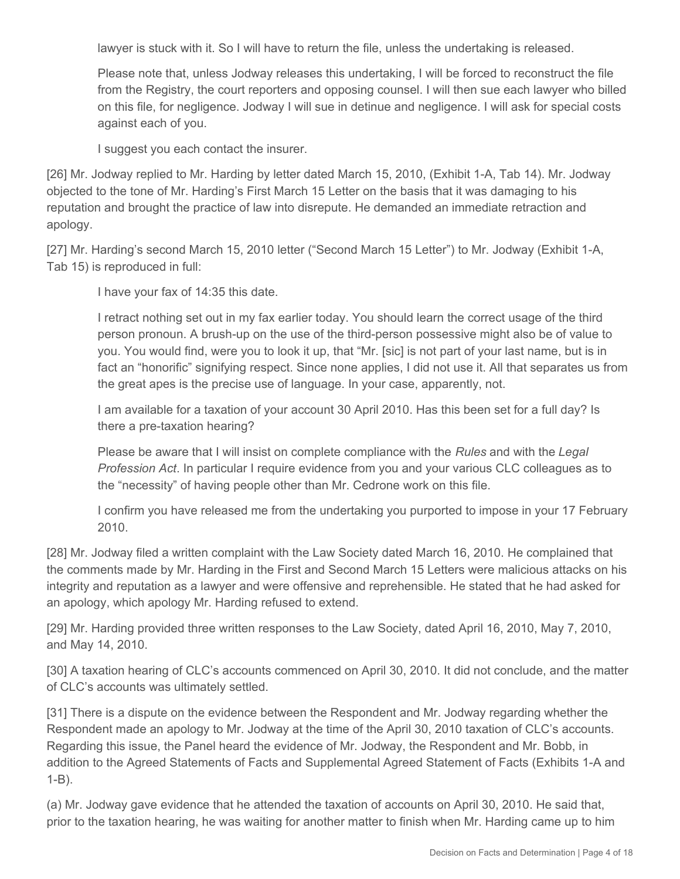lawyer is stuck with it. So I will have to return the file, unless the undertaking is released.

> Please note that, unless Jodway releases this undertaking, I will be forced to reconstruct the file from the Registry, the court reporters and opposing counsel. I will then sue each lawyer who billed on this file, for negligence. Jodway I will sue in detinue and negligence. I will ask for special costs against each of you.
>
> I suggest you each contact the insurer.

[26] Mr. Jodway replied to Mr. Harding by letter dated March 15, 2010, (Exhibit 1-A, Tab 14). Mr. Jodway objected to the tone of Mr. Harding's First March 15 Letter on the basis that it was damaging to his reputation and brought the practice of law into disrepute. He demanded an immediate retraction and apology.

[27] Mr. Harding's second March 15, 2010 letter ("Second March 15 Letter") to Mr. Jodway (Exhibit 1-A, Tab 15) is reproduced in full:

> I have your fax of 14:35 this date.
>
> I retract nothing set out in my fax earlier today. You should learn the correct usage of the third person pronoun. A brush-up on the use of the third-person possessive might also be of value to you. You would find, were you to look it up, that "Mr. [sic] is not part of your last name, but is in fact an "honorific" signifying respect. Since none applies, I did not use it. All that separates us from the great apes is the precise use of language. In your case, apparently, not.
>
> I am available for a taxation of your account 30 April 2010. Has this been set for a full day? Is there a pre-taxation hearing?
>
> Please be aware that I will insist on complete compliance with the *Rules* and with the *Legal Profession Act*. In particular I require evidence from you and your various CLC colleagues as to the "necessity" of having people other than Mr. Cedrone work on this file.
>
> I confirm you have released me from the undertaking you purported to impose in your 17 February 2010.

[28] Mr. Jodway filed a written complaint with the Law Society dated March 16, 2010. He complained that the comments made by Mr. Harding in the First and Second March 15 Letters were malicious attacks on his integrity and reputation as a lawyer and were offensive and reprehensible. He stated that he had asked for an apology, which apology Mr. Harding refused to extend.

[29] Mr. Harding provided three written responses to the Law Society, dated April 16, 2010, May 7, 2010, and May 14, 2010.

[30] A taxation hearing of CLC's accounts commenced on April 30, 2010. It did not conclude, and the matter of CLC's accounts was ultimately settled.

[31] There is a dispute on the evidence between the Respondent and Mr. Jodway regarding whether the Respondent made an apology to Mr. Jodway at the time of the April 30, 2010 taxation of CLC's accounts. Regarding this issue, the Panel heard the evidence of Mr. Jodway, the Respondent and Mr. Bobb, in addition to the Agreed Statements of Facts and Supplemental Agreed Statement of Facts (Exhibits 1-A and 1-B).

(a) Mr. Jodway gave evidence that he attended the taxation of accounts on April 30, 2010. He said that, prior to the taxation hearing, he was waiting for another matter to finish when Mr. Harding came up to him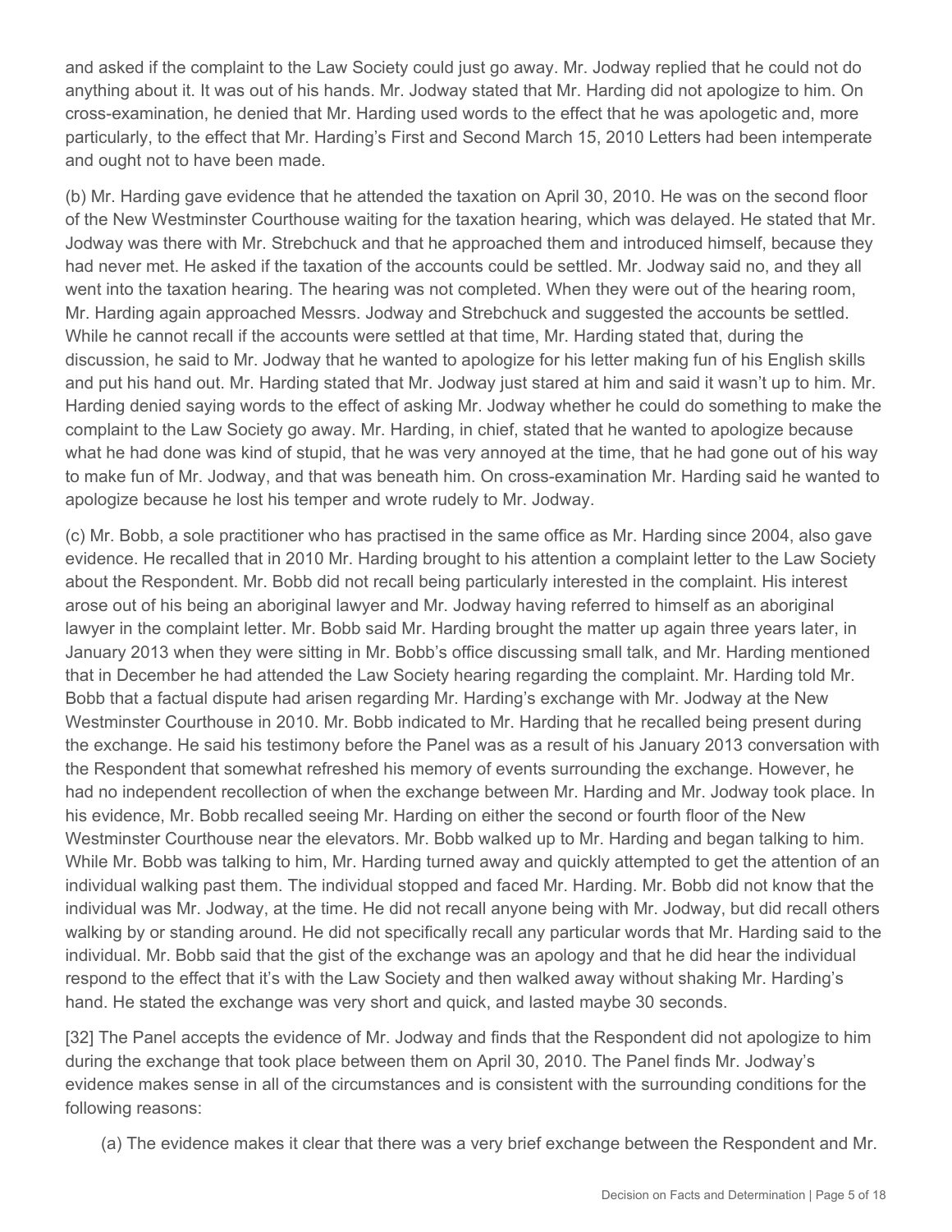and asked if the complaint to the Law Society could just go away. Mr. Jodway replied that he could not do anything about it. It was out of his hands. Mr. Jodway stated that Mr. Harding did not apologize to him. On cross-examination, he denied that Mr. Harding used words to the effect that he was apologetic and, more particularly, to the effect that Mr. Harding's First and Second March 15, 2010 Letters had been intemperate and ought not to have been made.

(b) Mr. Harding gave evidence that he attended the taxation on April 30, 2010. He was on the second floor of the New Westminster Courthouse waiting for the taxation hearing, which was delayed. He stated that Mr. Jodway was there with Mr. Strebchuck and that he approached them and introduced himself, because they had never met. He asked if the taxation of the accounts could be settled. Mr. Jodway said no, and they all went into the taxation hearing. The hearing was not completed. When they were out of the hearing room, Mr. Harding again approached Messrs. Jodway and Strebchuck and suggested the accounts be settled. While he cannot recall if the accounts were settled at that time, Mr. Harding stated that, during the discussion, he said to Mr. Jodway that he wanted to apologize for his letter making fun of his English skills and put his hand out. Mr. Harding stated that Mr. Jodway just stared at him and said it wasn't up to him. Mr. Harding denied saying words to the effect of asking Mr. Jodway whether he could do something to make the complaint to the Law Society go away. Mr. Harding, in chief, stated that he wanted to apologize because what he had done was kind of stupid, that he was very annoyed at the time, that he had gone out of his way to make fun of Mr. Jodway, and that was beneath him. On cross-examination Mr. Harding said he wanted to apologize because he lost his temper and wrote rudely to Mr. Jodway.

(c) Mr. Bobb, a sole practitioner who has practised in the same office as Mr. Harding since 2004, also gave evidence. He recalled that in 2010 Mr. Harding brought to his attention a complaint letter to the Law Society about the Respondent. Mr. Bobb did not recall being particularly interested in the complaint. His interest arose out of his being an aboriginal lawyer and Mr. Jodway having referred to himself as an aboriginal lawyer in the complaint letter. Mr. Bobb said Mr. Harding brought the matter up again three years later, in January 2013 when they were sitting in Mr. Bobb's office discussing small talk, and Mr. Harding mentioned that in December he had attended the Law Society hearing regarding the complaint. Mr. Harding told Mr. Bobb that a factual dispute had arisen regarding Mr. Harding's exchange with Mr. Jodway at the New Westminster Courthouse in 2010. Mr. Bobb indicated to Mr. Harding that he recalled being present during the exchange. He said his testimony before the Panel was as a result of his January 2013 conversation with the Respondent that somewhat refreshed his memory of events surrounding the exchange. However, he had no independent recollection of when the exchange between Mr. Harding and Mr. Jodway took place. In his evidence, Mr. Bobb recalled seeing Mr. Harding on either the second or fourth floor of the New Westminster Courthouse near the elevators. Mr. Bobb walked up to Mr. Harding and began talking to him. While Mr. Bobb was talking to him, Mr. Harding turned away and quickly attempted to get the attention of an individual walking past them. The individual stopped and faced Mr. Harding. Mr. Bobb did not know that the individual was Mr. Jodway, at the time. He did not recall anyone being with Mr. Jodway, but did recall others walking by or standing around. He did not specifically recall any particular words that Mr. Harding said to the individual. Mr. Bobb said that the gist of the exchange was an apology and that he did hear the individual respond to the effect that it's with the Law Society and then walked away without shaking Mr. Harding's hand. He stated the exchange was very short and quick, and lasted maybe 30 seconds.

[32] The Panel accepts the evidence of Mr. Jodway and finds that the Respondent did not apologize to him during the exchange that took place between them on April 30, 2010. The Panel finds Mr. Jodway's evidence makes sense in all of the circumstances and is consistent with the surrounding conditions for the following reasons:

(a) The evidence makes it clear that there was a very brief exchange between the Respondent and Mr.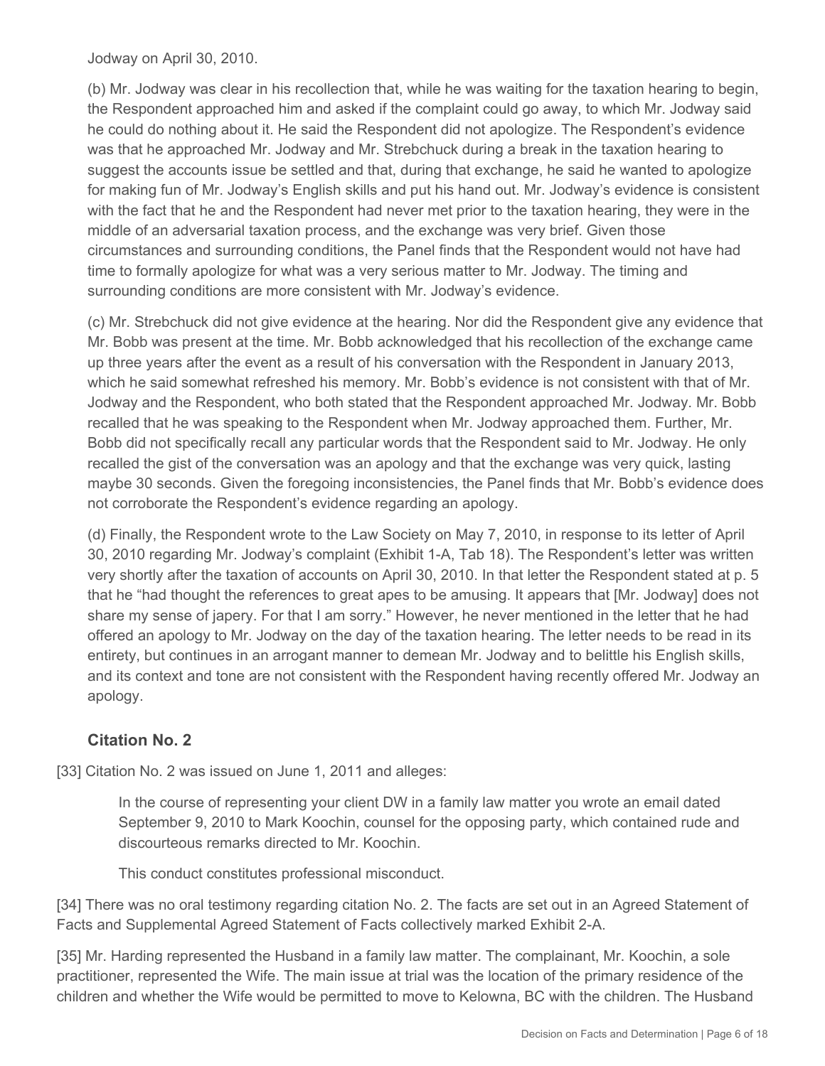Jodway on April 30, 2010.

(b) Mr. Jodway was clear in his recollection that, while he was waiting for the taxation hearing to begin, the Respondent approached him and asked if the complaint could go away, to which Mr. Jodway said he could do nothing about it. He said the Respondent did not apologize. The Respondent's evidence was that he approached Mr. Jodway and Mr. Strebchuck during a break in the taxation hearing to suggest the accounts issue be settled and that, during that exchange, he said he wanted to apologize for making fun of Mr. Jodway's English skills and put his hand out. Mr. Jodway's evidence is consistent with the fact that he and the Respondent had never met prior to the taxation hearing, they were in the middle of an adversarial taxation process, and the exchange was very brief. Given those circumstances and surrounding conditions, the Panel finds that the Respondent would not have had time to formally apologize for what was a very serious matter to Mr. Jodway. The timing and surrounding conditions are more consistent with Mr. Jodway's evidence.

(c) Mr. Strebchuck did not give evidence at the hearing. Nor did the Respondent give any evidence that Mr. Bobb was present at the time. Mr. Bobb acknowledged that his recollection of the exchange came up three years after the event as a result of his conversation with the Respondent in January 2013, which he said somewhat refreshed his memory. Mr. Bobb's evidence is not consistent with that of Mr. Jodway and the Respondent, who both stated that the Respondent approached Mr. Jodway. Mr. Bobb recalled that he was speaking to the Respondent when Mr. Jodway approached them. Further, Mr. Bobb did not specifically recall any particular words that the Respondent said to Mr. Jodway. He only recalled the gist of the conversation was an apology and that the exchange was very quick, lasting maybe 30 seconds. Given the foregoing inconsistencies, the Panel finds that Mr. Bobb's evidence does not corroborate the Respondent's evidence regarding an apology.

(d) Finally, the Respondent wrote to the Law Society on May 7, 2010, in response to its letter of April 30, 2010 regarding Mr. Jodway's complaint (Exhibit 1-A, Tab 18). The Respondent's letter was written very shortly after the taxation of accounts on April 30, 2010. In that letter the Respondent stated at p. 5 that he "had thought the references to great apes to be amusing. It appears that [Mr. Jodway] does not share my sense of japery. For that I am sorry." However, he never mentioned in the letter that he had offered an apology to Mr. Jodway on the day of the taxation hearing. The letter needs to be read in its entirety, but continues in an arrogant manner to demean Mr. Jodway and to belittle his English skills, and its context and tone are not consistent with the Respondent having recently offered Mr. Jodway an apology.

## Citation No. 2

[33] Citation No. 2 was issued on June 1, 2011 and alleges:

> In the course of representing your client DW in a family law matter you wrote an email dated September 9, 2010 to Mark Koochin, counsel for the opposing party, which contained rude and discourteous remarks directed to Mr. Koochin.
>
> This conduct constitutes professional misconduct.

[34] There was no oral testimony regarding citation No. 2. The facts are set out in an Agreed Statement of Facts and Supplemental Agreed Statement of Facts collectively marked Exhibit 2-A.

[35] Mr. Harding represented the Husband in a family law matter. The complainant, Mr. Koochin, a sole practitioner, represented the Wife. The main issue at trial was the location of the primary residence of the children and whether the Wife would be permitted to move to Kelowna, BC with the children. The Husband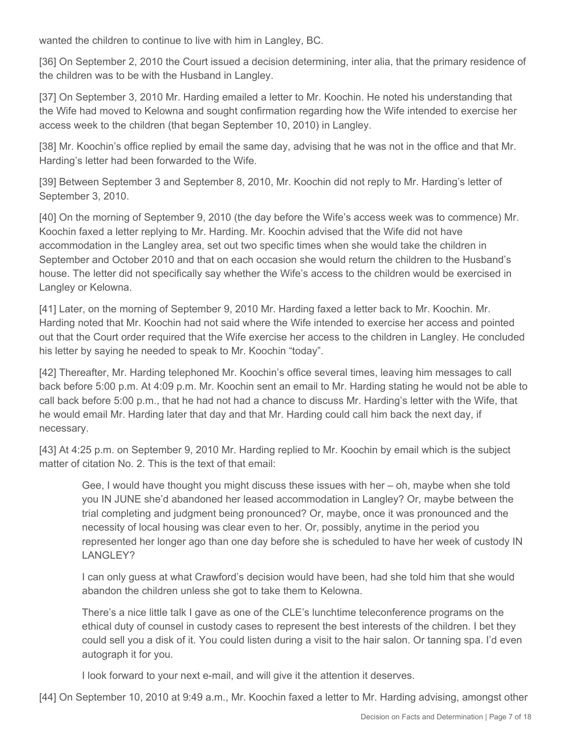wanted the children to continue to live with him in Langley, BC.

[36] On September 2, 2010 the Court issued a decision determining, inter alia, that the primary residence of the children was to be with the Husband in Langley.

[37] On September 3, 2010 Mr. Harding emailed a letter to Mr. Koochin. He noted his understanding that the Wife had moved to Kelowna and sought confirmation regarding how the Wife intended to exercise her access week to the children (that began September 10, 2010) in Langley.

[38] Mr. Koochin's office replied by email the same day, advising that he was not in the office and that Mr. Harding's letter had been forwarded to the Wife.

[39] Between September 3 and September 8, 2010, Mr. Koochin did not reply to Mr. Harding's letter of September 3, 2010.

[40] On the morning of September 9, 2010 (the day before the Wife's access week was to commence) Mr. Koochin faxed a letter replying to Mr. Harding. Mr. Koochin advised that the Wife did not have accommodation in the Langley area, set out two specific times when she would take the children in September and October 2010 and that on each occasion she would return the children to the Husband's house. The letter did not specifically say whether the Wife's access to the children would be exercised in Langley or Kelowna.

[41] Later, on the morning of September 9, 2010 Mr. Harding faxed a letter back to Mr. Koochin. Mr. Harding noted that Mr. Koochin had not said where the Wife intended to exercise her access and pointed out that the Court order required that the Wife exercise her access to the children in Langley. He concluded his letter by saying he needed to speak to Mr. Koochin "today".

[42] Thereafter, Mr. Harding telephoned Mr. Koochin's office several times, leaving him messages to call back before 5:00 p.m. At 4:09 p.m. Mr. Koochin sent an email to Mr. Harding stating he would not be able to call back before 5:00 p.m., that he had not had a chance to discuss Mr. Harding's letter with the Wife, that he would email Mr. Harding later that day and that Mr. Harding could call him back the next day, if necessary.

[43] At 4:25 p.m. on September 9, 2010 Mr. Harding replied to Mr. Koochin by email which is the subject matter of citation No. 2. This is the text of that email:

> Gee, I would have thought you might discuss these issues with her – oh, maybe when she told you IN JUNE she'd abandoned her leased accommodation in Langley? Or, maybe between the trial completing and judgment being pronounced? Or, maybe, once it was pronounced and the necessity of local housing was clear even to her. Or, possibly, anytime in the period you represented her longer ago than one day before she is scheduled to have her week of custody IN LANGLEY?
>
> I can only guess at what Crawford's decision would have been, had she told him that she would abandon the children unless she got to take them to Kelowna.
>
> There's a nice little talk I gave as one of the CLE's lunchtime teleconference programs on the ethical duty of counsel in custody cases to represent the best interests of the children. I bet they could sell you a disk of it. You could listen during a visit to the hair salon. Or tanning spa. I'd even autograph it for you.
>
> I look forward to your next e-mail, and will give it the attention it deserves.

[44] On September 10, 2010 at 9:49 a.m., Mr. Koochin faxed a letter to Mr. Harding advising, amongst other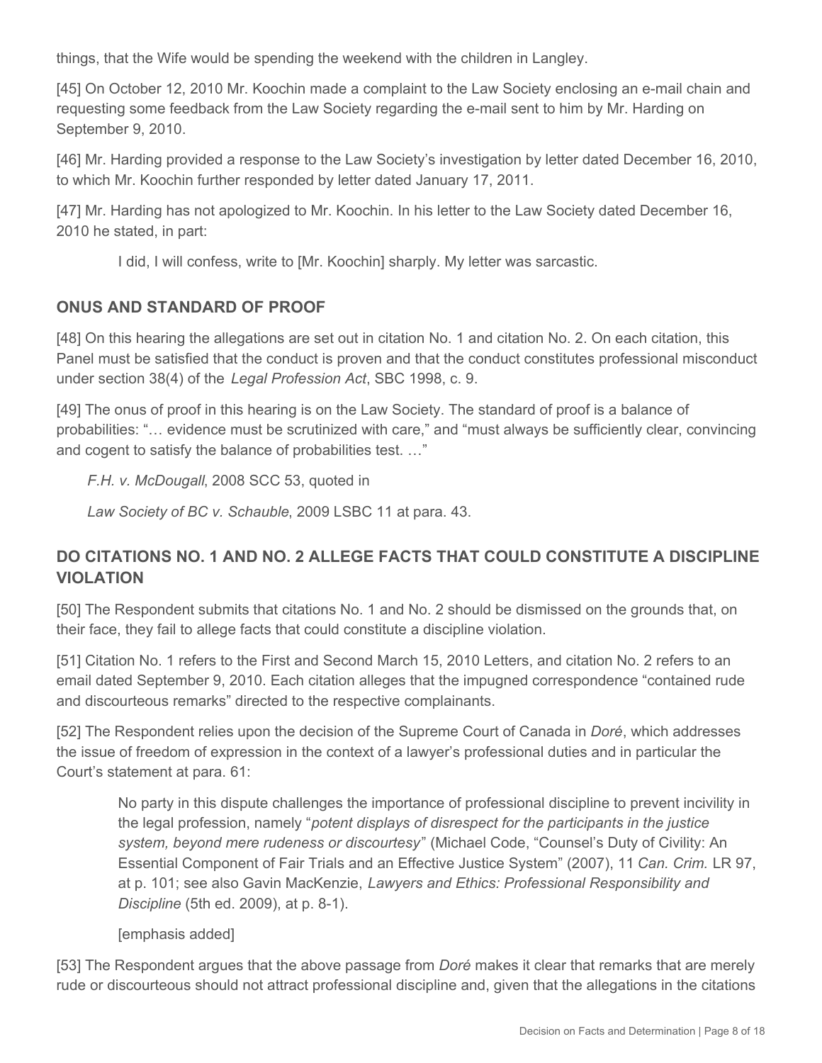things, that the Wife would be spending the weekend with the children in Langley.

[45] On October 12, 2010 Mr. Koochin made a complaint to the Law Society enclosing an e-mail chain and requesting some feedback from the Law Society regarding the e-mail sent to him by Mr. Harding on September 9, 2010.

[46] Mr. Harding provided a response to the Law Society's investigation by letter dated December 16, 2010, to which Mr. Koochin further responded by letter dated January 17, 2011.

[47] Mr. Harding has not apologized to Mr. Koochin. In his letter to the Law Society dated December 16, 2010 he stated, in part:

> I did, I will confess, write to [Mr. Koochin] sharply. My letter was sarcastic.

## ONUS AND STANDARD OF PROOF

[48] On this hearing the allegations are set out in citation No. 1 and citation No. 2. On each citation, this Panel must be satisfied that the conduct is proven and that the conduct constitutes professional misconduct under section 38(4) of the *Legal Profession Act*, SBC 1998, c. 9.

[49] The onus of proof in this hearing is on the Law Society. The standard of proof is a balance of probabilities: "… evidence must be scrutinized with care," and "must always be sufficiently clear, convincing and cogent to satisfy the balance of probabilities test. …"

> *F.H. v. McDougall*, 2008 SCC 53, quoted in
>
> *Law Society of BC v. Schauble*, 2009 LSBC 11 at para. 43.

## DO CITATIONS NO. 1 AND NO. 2 ALLEGE FACTS THAT COULD CONSTITUTE A DISCIPLINE VIOLATION

[50] The Respondent submits that citations No. 1 and No. 2 should be dismissed on the grounds that, on their face, they fail to allege facts that could constitute a discipline violation.

[51] Citation No. 1 refers to the First and Second March 15, 2010 Letters, and citation No. 2 refers to an email dated September 9, 2010. Each citation alleges that the impugned correspondence "contained rude and discourteous remarks" directed to the respective complainants.

[52] The Respondent relies upon the decision of the Supreme Court of Canada in *Doré*, which addresses the issue of freedom of expression in the context of a lawyer's professional duties and in particular the Court's statement at para. 61:

> No party in this dispute challenges the importance of professional discipline to prevent incivility in the legal profession, namely "*potent displays of disrespect for the participants in the justice system, beyond mere rudeness or discourtesy*" (Michael Code, "Counsel's Duty of Civility: An Essential Component of Fair Trials and an Effective Justice System" (2007), 11 *Can. Crim.* LR 97, at p. 101; see also Gavin MacKenzie, *Lawyers and Ethics: Professional Responsibility and Discipline* (5th ed. 2009), at p. 8-1).
>
> [emphasis added]

[53] The Respondent argues that the above passage from *Doré* makes it clear that remarks that are merely rude or discourteous should not attract professional discipline and, given that the allegations in the citations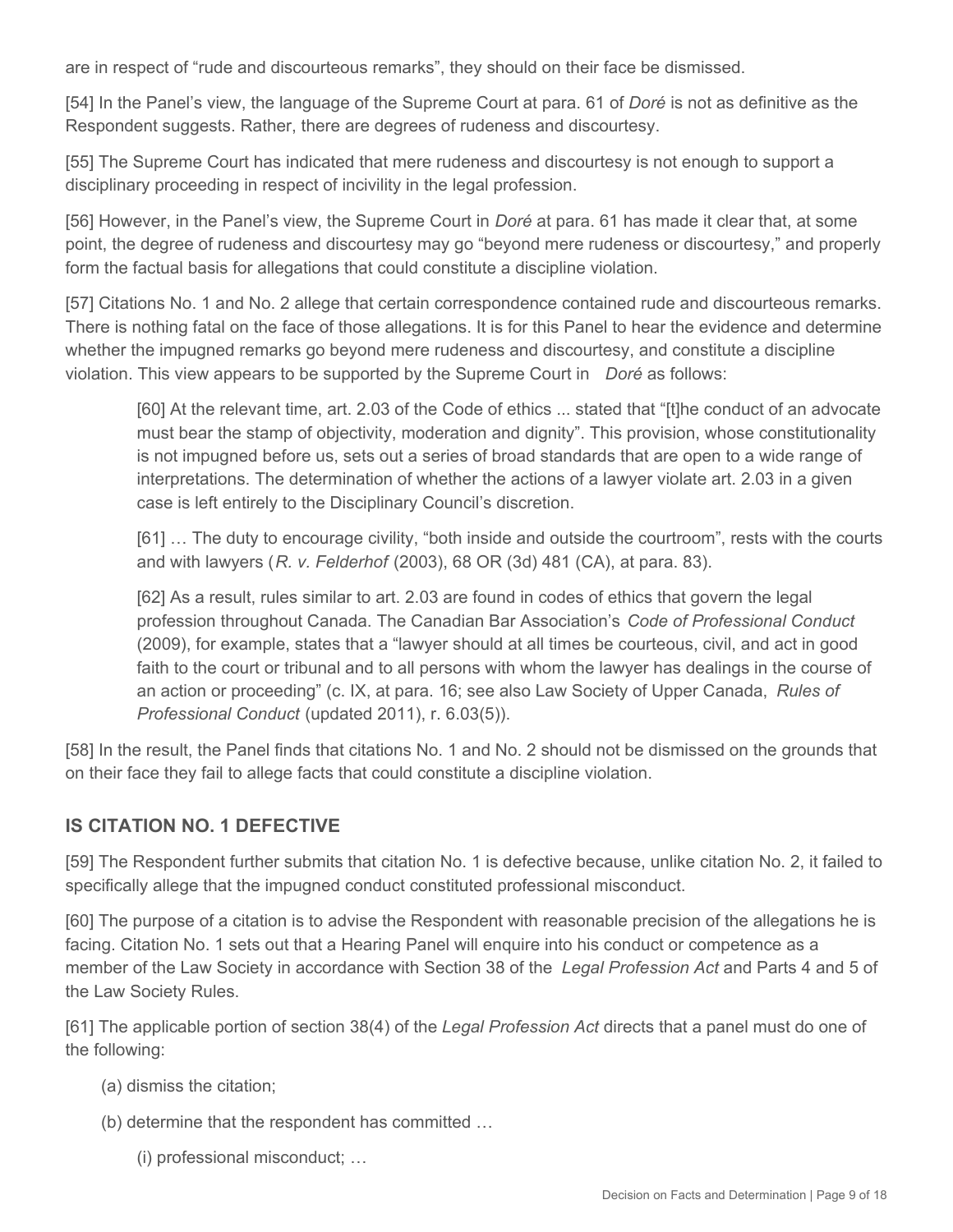are in respect of "rude and discourteous remarks", they should on their face be dismissed.

[54] In the Panel's view, the language of the Supreme Court at para. 61 of *Doré* is not as definitive as the Respondent suggests. Rather, there are degrees of rudeness and discourtesy.

[55] The Supreme Court has indicated that mere rudeness and discourtesy is not enough to support a disciplinary proceeding in respect of incivility in the legal profession.

[56] However, in the Panel's view, the Supreme Court in *Doré* at para. 61 has made it clear that, at some point, the degree of rudeness and discourtesy may go "beyond mere rudeness or discourtesy," and properly form the factual basis for allegations that could constitute a discipline violation.

[57] Citations No. 1 and No. 2 allege that certain correspondence contained rude and discourteous remarks. There is nothing fatal on the face of those allegations. It is for this Panel to hear the evidence and determine whether the impugned remarks go beyond mere rudeness and discourtesy, and constitute a discipline violation. This view appears to be supported by the Supreme Court in *Doré* as follows:

> [60] At the relevant time, art. 2.03 of the Code of ethics ... stated that "[t]he conduct of an advocate must bear the stamp of objectivity, moderation and dignity". This provision, whose constitutionality is not impugned before us, sets out a series of broad standards that are open to a wide range of interpretations. The determination of whether the actions of a lawyer violate art. 2.03 in a given case is left entirely to the Disciplinary Council's discretion.
>
> [61] … The duty to encourage civility, "both inside and outside the courtroom", rests with the courts and with lawyers (*R. v. Felderhof* (2003), 68 OR (3d) 481 (CA), at para. 83).
>
> [62] As a result, rules similar to art. 2.03 are found in codes of ethics that govern the legal profession throughout Canada. The Canadian Bar Association's *Code of Professional Conduct* (2009), for example, states that a "lawyer should at all times be courteous, civil, and act in good faith to the court or tribunal and to all persons with whom the lawyer has dealings in the course of an action or proceeding" (c. IX, at para. 16; see also Law Society of Upper Canada, *Rules of Professional Conduct* (updated 2011), r. 6.03(5)).

[58] In the result, the Panel finds that citations No. 1 and No. 2 should not be dismissed on the grounds that on their face they fail to allege facts that could constitute a discipline violation.

## IS CITATION NO. 1 DEFECTIVE

[59] The Respondent further submits that citation No. 1 is defective because, unlike citation No. 2, it failed to specifically allege that the impugned conduct constituted professional misconduct.

[60] The purpose of a citation is to advise the Respondent with reasonable precision of the allegations he is facing. Citation No. 1 sets out that a Hearing Panel will enquire into his conduct or competence as a member of the Law Society in accordance with Section 38 of the *Legal Profession Act* and Parts 4 and 5 of the Law Society Rules.

[61] The applicable portion of section 38(4) of the *Legal Profession Act* directs that a panel must do one of the following:

- (a) dismiss the citation;
- (b) determine that the respondent has committed …
  - (i) professional misconduct; …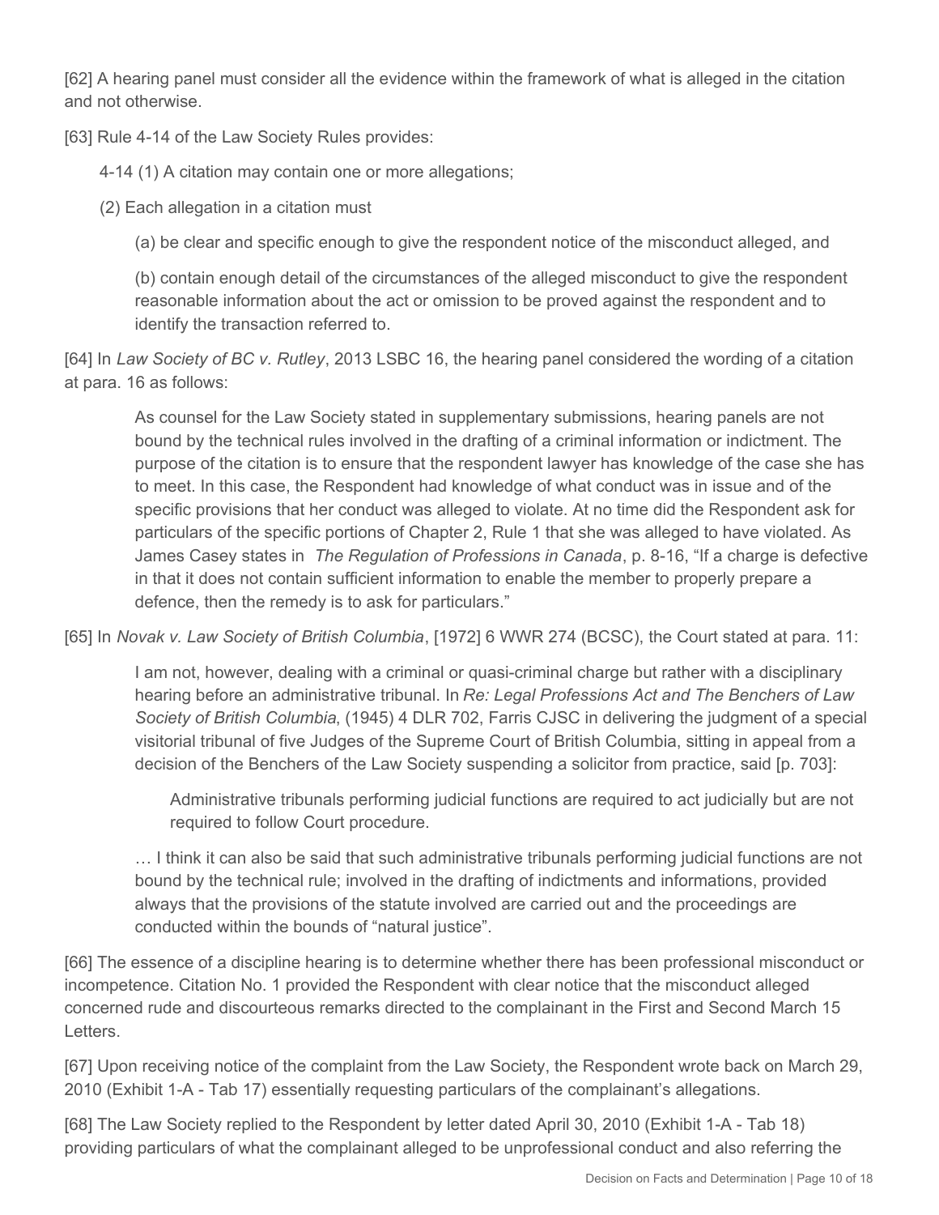[62] A hearing panel must consider all the evidence within the framework of what is alleged in the citation and not otherwise.

[63] Rule 4-14 of the Law Society Rules provides:

> 4-14 (1) A citation may contain one or more allegations;
>
> (2) Each allegation in a citation must
>
> > (a) be clear and specific enough to give the respondent notice of the misconduct alleged, and
> >
> > (b) contain enough detail of the circumstances of the alleged misconduct to give the respondent reasonable information about the act or omission to be proved against the respondent and to identify the transaction referred to.

[64] In *Law Society of BC v. Rutley*, 2013 LSBC 16, the hearing panel considered the wording of a citation at para. 16 as follows:

> As counsel for the Law Society stated in supplementary submissions, hearing panels are not bound by the technical rules involved in the drafting of a criminal information or indictment. The purpose of the citation is to ensure that the respondent lawyer has knowledge of the case she has to meet. In this case, the Respondent had knowledge of what conduct was in issue and of the specific provisions that her conduct was alleged to violate. At no time did the Respondent ask for particulars of the specific portions of Chapter 2, Rule 1 that she was alleged to have violated. As James Casey states in *The Regulation of Professions in Canada*, p. 8-16, "If a charge is defective in that it does not contain sufficient information to enable the member to properly prepare a defence, then the remedy is to ask for particulars."

[65] In *Novak v. Law Society of British Columbia*, [1972] 6 WWR 274 (BCSC), the Court stated at para. 11:

> I am not, however, dealing with a criminal or quasi-criminal charge but rather with a disciplinary hearing before an administrative tribunal. In *Re: Legal Professions Act and The Benchers of Law Society of British Columbia*, (1945) 4 DLR 702, Farris CJSC in delivering the judgment of a special visitorial tribunal of five Judges of the Supreme Court of British Columbia, sitting in appeal from a decision of the Benchers of the Law Society suspending a solicitor from practice, said [p. 703]:
>
> > Administrative tribunals performing judicial functions are required to act judicially but are not required to follow Court procedure.
>
> … I think it can also be said that such administrative tribunals performing judicial functions are not bound by the technical rule; involved in the drafting of indictments and informations, provided always that the provisions of the statute involved are carried out and the proceedings are conducted within the bounds of "natural justice".

[66] The essence of a discipline hearing is to determine whether there has been professional misconduct or incompetence. Citation No. 1 provided the Respondent with clear notice that the misconduct alleged concerned rude and discourteous remarks directed to the complainant in the First and Second March 15 Letters.

[67] Upon receiving notice of the complaint from the Law Society, the Respondent wrote back on March 29, 2010 (Exhibit 1-A - Tab 17) essentially requesting particulars of the complainant's allegations.

[68] The Law Society replied to the Respondent by letter dated April 30, 2010 (Exhibit 1-A - Tab 18) providing particulars of what the complainant alleged to be unprofessional conduct and also referring the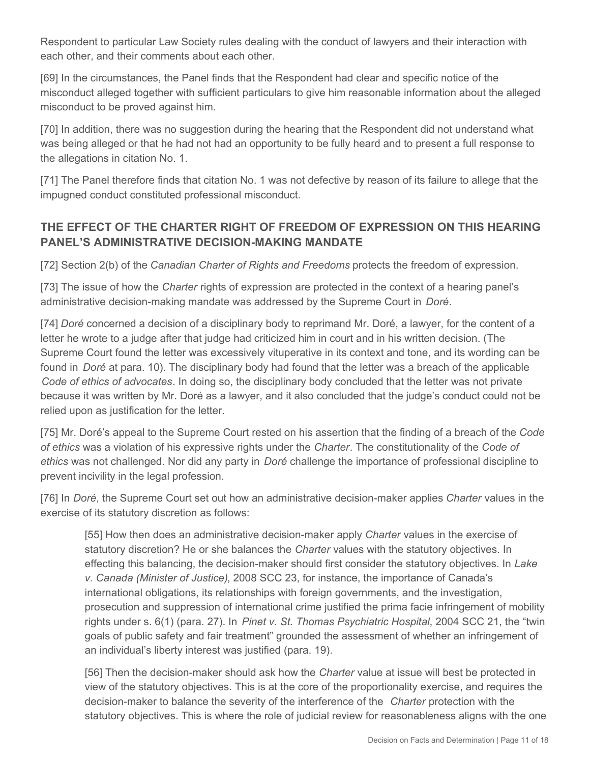Respondent to particular Law Society rules dealing with the conduct of lawyers and their interaction with each other, and their comments about each other.

[69] In the circumstances, the Panel finds that the Respondent had clear and specific notice of the misconduct alleged together with sufficient particulars to give him reasonable information about the alleged misconduct to be proved against him.

[70] In addition, there was no suggestion during the hearing that the Respondent did not understand what was being alleged or that he had not had an opportunity to be fully heard and to present a full response to the allegations in citation No. 1.

[71] The Panel therefore finds that citation No. 1 was not defective by reason of its failure to allege that the impugned conduct constituted professional misconduct.

## THE EFFECT OF THE CHARTER RIGHT OF FREEDOM OF EXPRESSION ON THIS HEARING PANEL'S ADMINISTRATIVE DECISION-MAKING MANDATE

[72] Section 2(b) of the *Canadian Charter of Rights and Freedoms* protects the freedom of expression.

[73] The issue of how the *Charter* rights of expression are protected in the context of a hearing panel's administrative decision-making mandate was addressed by the Supreme Court in *Doré*.

[74] *Doré* concerned a decision of a disciplinary body to reprimand Mr. Doré, a lawyer, for the content of a letter he wrote to a judge after that judge had criticized him in court and in his written decision. (The Supreme Court found the letter was excessively vituperative in its context and tone, and its wording can be found in *Doré* at para. 10). The disciplinary body had found that the letter was a breach of the applicable *Code of ethics of advocates*. In doing so, the disciplinary body concluded that the letter was not private because it was written by Mr. Doré as a lawyer, and it also concluded that the judge's conduct could not be relied upon as justification for the letter.

[75] Mr. Doré's appeal to the Supreme Court rested on his assertion that the finding of a breach of the *Code of ethics* was a violation of his expressive rights under the *Charter*. The constitutionality of the *Code of ethics* was not challenged. Nor did any party in *Doré* challenge the importance of professional discipline to prevent incivility in the legal profession.

[76] In *Doré*, the Supreme Court set out how an administrative decision-maker applies *Charter* values in the exercise of its statutory discretion as follows:

> [55] How then does an administrative decision-maker apply *Charter* values in the exercise of statutory discretion? He or she balances the *Charter* values with the statutory objectives. In effecting this balancing, the decision-maker should first consider the statutory objectives. In *Lake v. Canada (Minister of Justice)*, 2008 SCC 23, for instance, the importance of Canada's international obligations, its relationships with foreign governments, and the investigation, prosecution and suppression of international crime justified the prima facie infringement of mobility rights under s. 6(1) (para. 27). In *Pinet v. St. Thomas Psychiatric Hospital*, 2004 SCC 21, the "twin goals of public safety and fair treatment" grounded the assessment of whether an infringement of an individual's liberty interest was justified (para. 19).
>
> [56] Then the decision-maker should ask how the *Charter* value at issue will best be protected in view of the statutory objectives. This is at the core of the proportionality exercise, and requires the decision-maker to balance the severity of the interference of the *Charter* protection with the statutory objectives. This is where the role of judicial review for reasonableness aligns with the one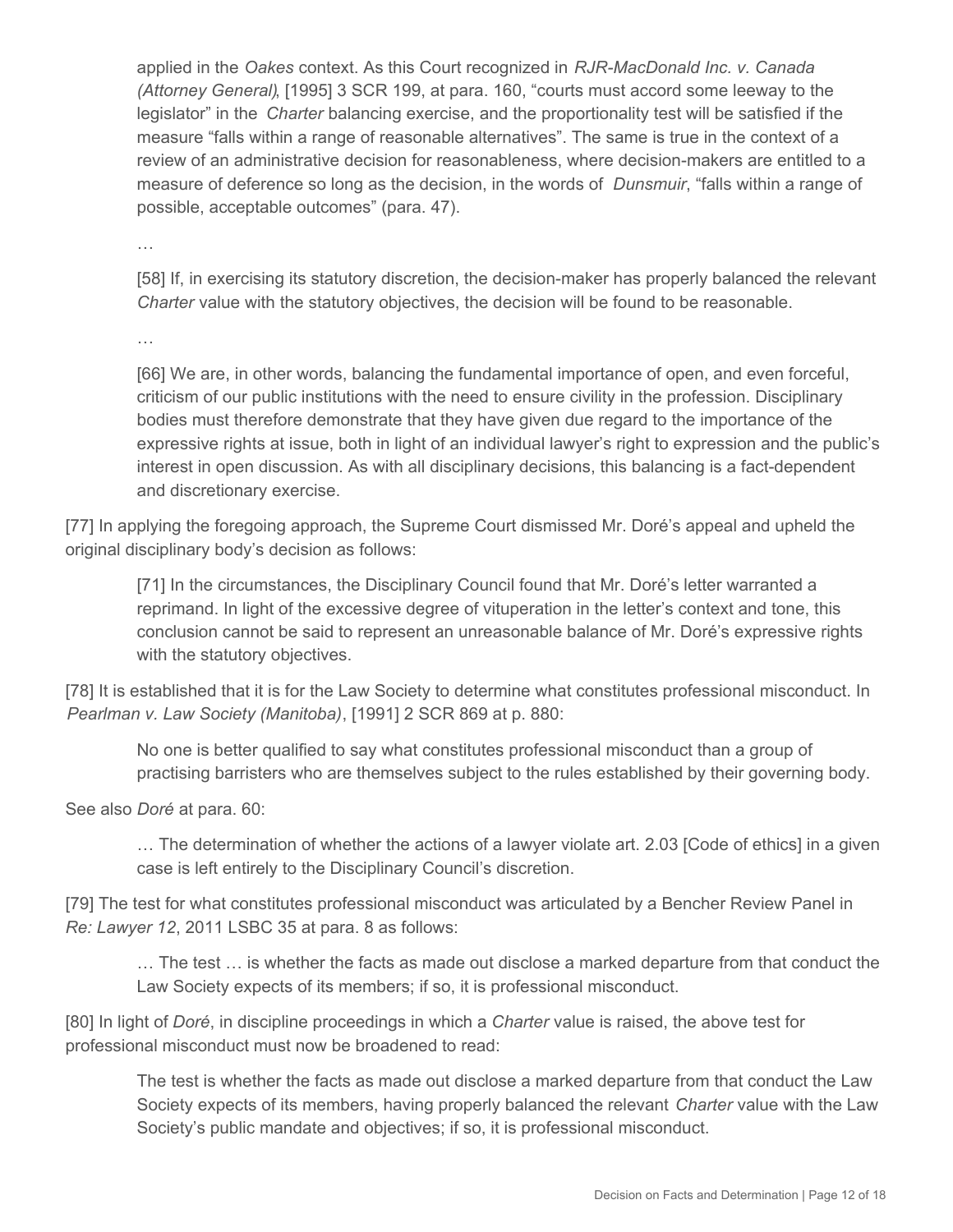> applied in the *Oakes* context. As this Court recognized in *RJR-MacDonald Inc. v. Canada (Attorney General)*, [1995] 3 SCR 199, at para. 160, "courts must accord some leeway to the legislator" in the *Charter* balancing exercise, and the proportionality test will be satisfied if the measure "falls within a range of reasonable alternatives". The same is true in the context of a review of an administrative decision for reasonableness, where decision-makers are entitled to a measure of deference so long as the decision, in the words of *Dunsmuir*, "falls within a range of possible, acceptable outcomes" (para. 47).
>
> …
>
> [58] If, in exercising its statutory discretion, the decision-maker has properly balanced the relevant *Charter* value with the statutory objectives, the decision will be found to be reasonable.
>
> …
>
> [66] We are, in other words, balancing the fundamental importance of open, and even forceful, criticism of our public institutions with the need to ensure civility in the profession. Disciplinary bodies must therefore demonstrate that they have given due regard to the importance of the expressive rights at issue, both in light of an individual lawyer's right to expression and the public's interest in open discussion. As with all disciplinary decisions, this balancing is a fact-dependent and discretionary exercise.

[77] In applying the foregoing approach, the Supreme Court dismissed Mr. Doré's appeal and upheld the original disciplinary body's decision as follows:

> [71] In the circumstances, the Disciplinary Council found that Mr. Doré's letter warranted a reprimand. In light of the excessive degree of vituperation in the letter's context and tone, this conclusion cannot be said to represent an unreasonable balance of Mr. Doré's expressive rights with the statutory objectives.

[78] It is established that it is for the Law Society to determine what constitutes professional misconduct. In *Pearlman v. Law Society (Manitoba)*, [1991] 2 SCR 869 at p. 880:

> No one is better qualified to say what constitutes professional misconduct than a group of practising barristers who are themselves subject to the rules established by their governing body.

See also *Doré* at para. 60:

> … The determination of whether the actions of a lawyer violate art. 2.03 [Code of ethics] in a given case is left entirely to the Disciplinary Council's discretion.

[79] The test for what constitutes professional misconduct was articulated by a Bencher Review Panel in *Re: Lawyer 12*, 2011 LSBC 35 at para. 8 as follows:

> … The test … is whether the facts as made out disclose a marked departure from that conduct the Law Society expects of its members; if so, it is professional misconduct.

[80] In light of *Doré*, in discipline proceedings in which a *Charter* value is raised, the above test for professional misconduct must now be broadened to read:

> The test is whether the facts as made out disclose a marked departure from that conduct the Law Society expects of its members, having properly balanced the relevant *Charter* value with the Law Society's public mandate and objectives; if so, it is professional misconduct.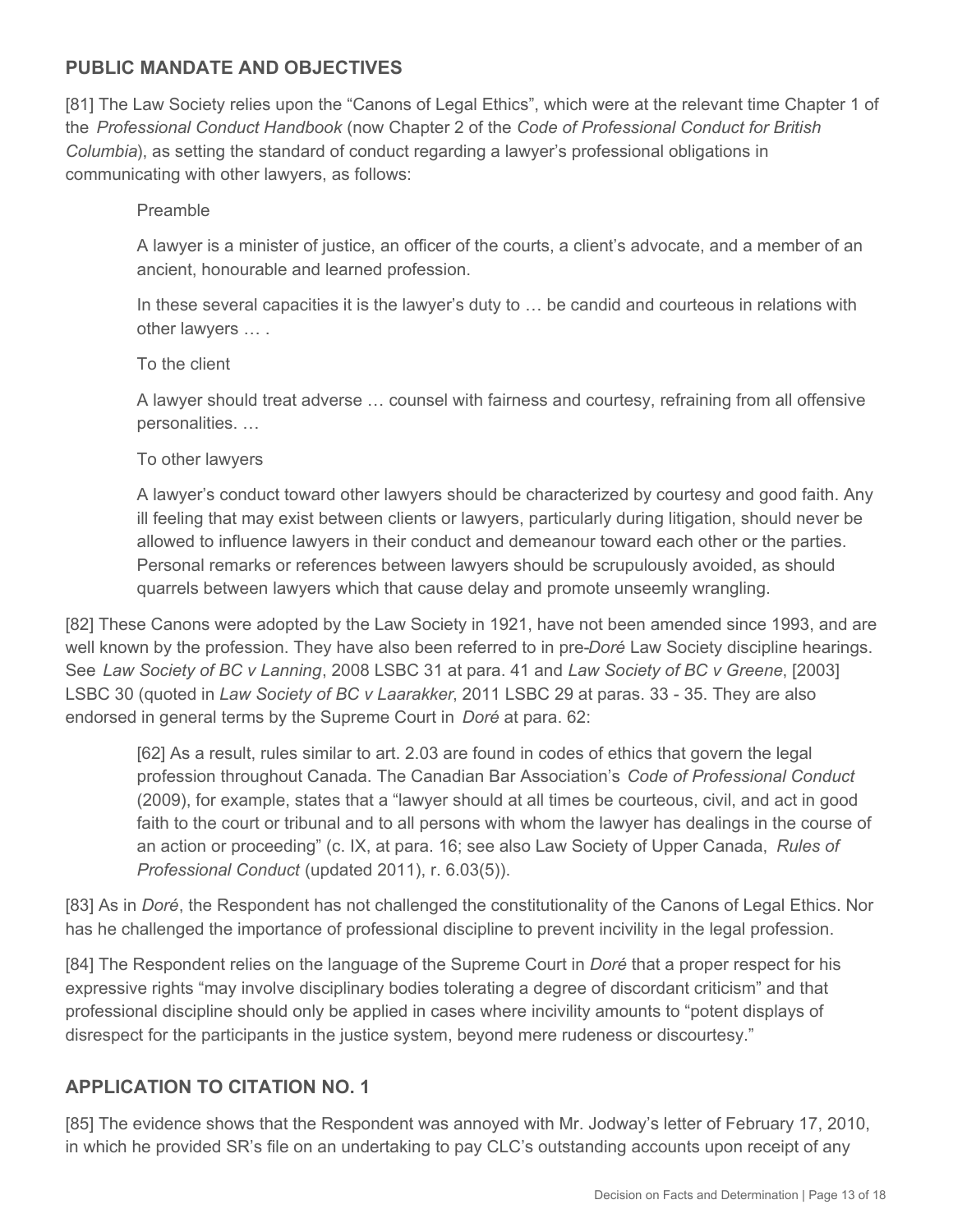## PUBLIC MANDATE AND OBJECTIVES

[81] The Law Society relies upon the "Canons of Legal Ethics", which were at the relevant time Chapter 1 of the *Professional Conduct Handbook* (now Chapter 2 of the *Code of Professional Conduct for British Columbia*), as setting the standard of conduct regarding a lawyer's professional obligations in communicating with other lawyers, as follows:

> Preamble
>
> A lawyer is a minister of justice, an officer of the courts, a client's advocate, and a member of an ancient, honourable and learned profession.
>
> In these several capacities it is the lawyer's duty to … be candid and courteous in relations with other lawyers … .
>
> To the client
>
> A lawyer should treat adverse … counsel with fairness and courtesy, refraining from all offensive personalities. …
>
> To other lawyers
>
> A lawyer's conduct toward other lawyers should be characterized by courtesy and good faith. Any ill feeling that may exist between clients or lawyers, particularly during litigation, should never be allowed to influence lawyers in their conduct and demeanour toward each other or the parties. Personal remarks or references between lawyers should be scrupulously avoided, as should quarrels between lawyers which that cause delay and promote unseemly wrangling.

[82] These Canons were adopted by the Law Society in 1921, have not been amended since 1993, and are well known by the profession. They have also been referred to in pre-*Doré* Law Society discipline hearings. See *Law Society of BC v Lanning*, 2008 LSBC 31 at para. 41 and *Law Society of BC v Greene*, [2003] LSBC 30 (quoted in *Law Society of BC v Laarakker*, 2011 LSBC 29 at paras. 33 - 35. They are also endorsed in general terms by the Supreme Court in *Doré* at para. 62:

> [62] As a result, rules similar to art. 2.03 are found in codes of ethics that govern the legal profession throughout Canada. The Canadian Bar Association's *Code of Professional Conduct* (2009), for example, states that a "lawyer should at all times be courteous, civil, and act in good faith to the court or tribunal and to all persons with whom the lawyer has dealings in the course of an action or proceeding" (c. IX, at para. 16; see also Law Society of Upper Canada, *Rules of Professional Conduct* (updated 2011), r. 6.03(5)).

[83] As in *Doré*, the Respondent has not challenged the constitutionality of the Canons of Legal Ethics. Nor has he challenged the importance of professional discipline to prevent incivility in the legal profession.

[84] The Respondent relies on the language of the Supreme Court in *Doré* that a proper respect for his expressive rights "may involve disciplinary bodies tolerating a degree of discordant criticism" and that professional discipline should only be applied in cases where incivility amounts to "potent displays of disrespect for the participants in the justice system, beyond mere rudeness or discourtesy."

## APPLICATION TO CITATION NO. 1

[85] The evidence shows that the Respondent was annoyed with Mr. Jodway's letter of February 17, 2010, in which he provided SR's file on an undertaking to pay CLC's outstanding accounts upon receipt of any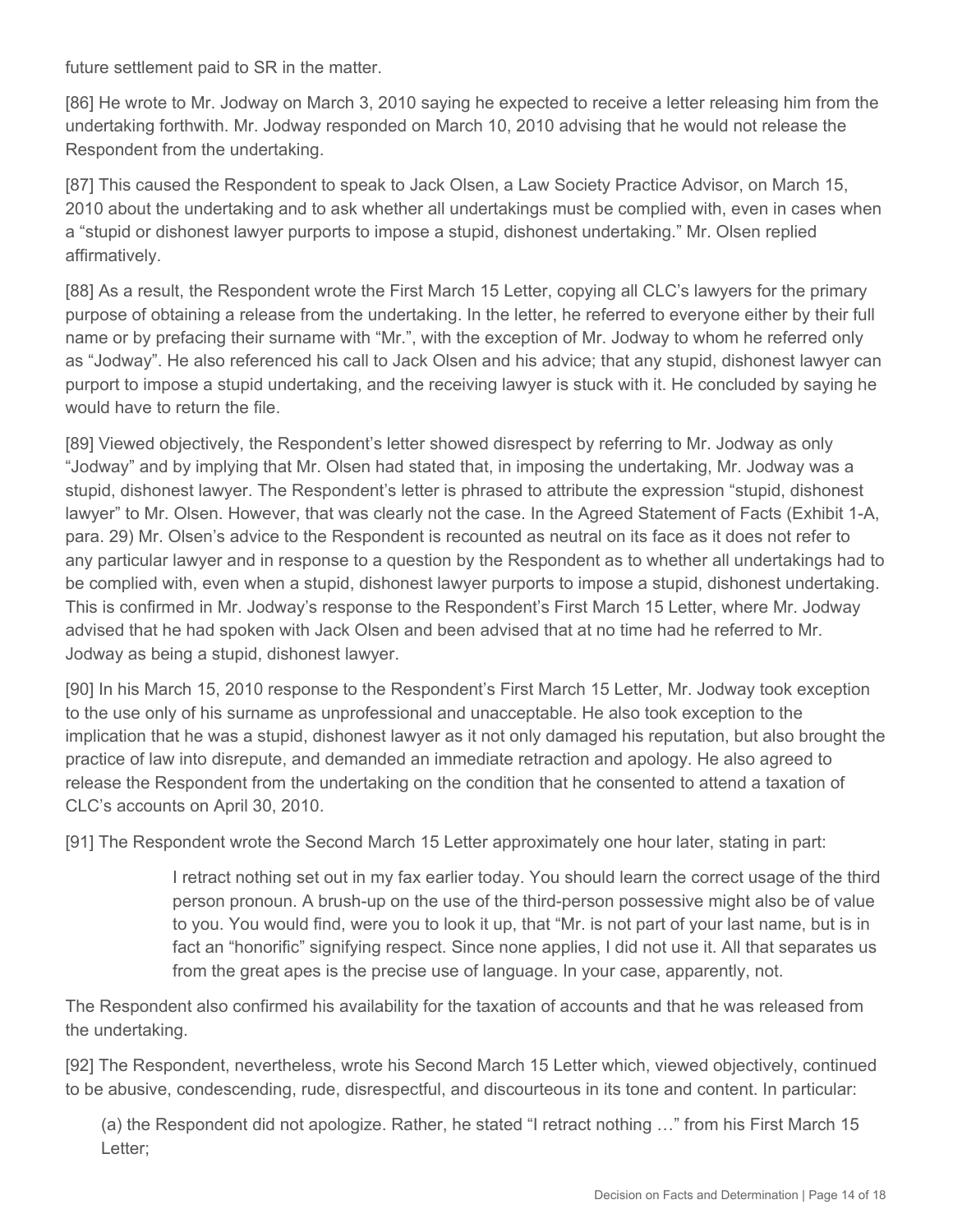future settlement paid to SR in the matter.

[86] He wrote to Mr. Jodway on March 3, 2010 saying he expected to receive a letter releasing him from the undertaking forthwith. Mr. Jodway responded on March 10, 2010 advising that he would not release the Respondent from the undertaking.

[87] This caused the Respondent to speak to Jack Olsen, a Law Society Practice Advisor, on March 15, 2010 about the undertaking and to ask whether all undertakings must be complied with, even in cases when a "stupid or dishonest lawyer purports to impose a stupid, dishonest undertaking." Mr. Olsen replied affirmatively.

[88] As a result, the Respondent wrote the First March 15 Letter, copying all CLC's lawyers for the primary purpose of obtaining a release from the undertaking. In the letter, he referred to everyone either by their full name or by prefacing their surname with "Mr.", with the exception of Mr. Jodway to whom he referred only as "Jodway". He also referenced his call to Jack Olsen and his advice; that any stupid, dishonest lawyer can purport to impose a stupid undertaking, and the receiving lawyer is stuck with it. He concluded by saying he would have to return the file.

[89] Viewed objectively, the Respondent's letter showed disrespect by referring to Mr. Jodway as only "Jodway" and by implying that Mr. Olsen had stated that, in imposing the undertaking, Mr. Jodway was a stupid, dishonest lawyer. The Respondent's letter is phrased to attribute the expression "stupid, dishonest lawyer" to Mr. Olsen. However, that was clearly not the case. In the Agreed Statement of Facts (Exhibit 1-A, para. 29) Mr. Olsen's advice to the Respondent is recounted as neutral on its face as it does not refer to any particular lawyer and in response to a question by the Respondent as to whether all undertakings had to be complied with, even when a stupid, dishonest lawyer purports to impose a stupid, dishonest undertaking. This is confirmed in Mr. Jodway's response to the Respondent's First March 15 Letter, where Mr. Jodway advised that he had spoken with Jack Olsen and been advised that at no time had he referred to Mr. Jodway as being a stupid, dishonest lawyer.

[90] In his March 15, 2010 response to the Respondent's First March 15 Letter, Mr. Jodway took exception to the use only of his surname as unprofessional and unacceptable. He also took exception to the implication that he was a stupid, dishonest lawyer as it not only damaged his reputation, but also brought the practice of law into disrepute, and demanded an immediate retraction and apology. He also agreed to release the Respondent from the undertaking on the condition that he consented to attend a taxation of CLC's accounts on April 30, 2010.

[91] The Respondent wrote the Second March 15 Letter approximately one hour later, stating in part:

> I retract nothing set out in my fax earlier today. You should learn the correct usage of the third person pronoun. A brush-up on the use of the third-person possessive might also be of value to you. You would find, were you to look it up, that "Mr. is not part of your last name, but is in fact an "honorific" signifying respect. Since none applies, I did not use it. All that separates us from the great apes is the precise use of language. In your case, apparently, not.

The Respondent also confirmed his availability for the taxation of accounts and that he was released from the undertaking.

[92] The Respondent, nevertheless, wrote his Second March 15 Letter which, viewed objectively, continued to be abusive, condescending, rude, disrespectful, and discourteous in its tone and content. In particular:

(a) the Respondent did not apologize. Rather, he stated "I retract nothing …" from his First March 15 Letter;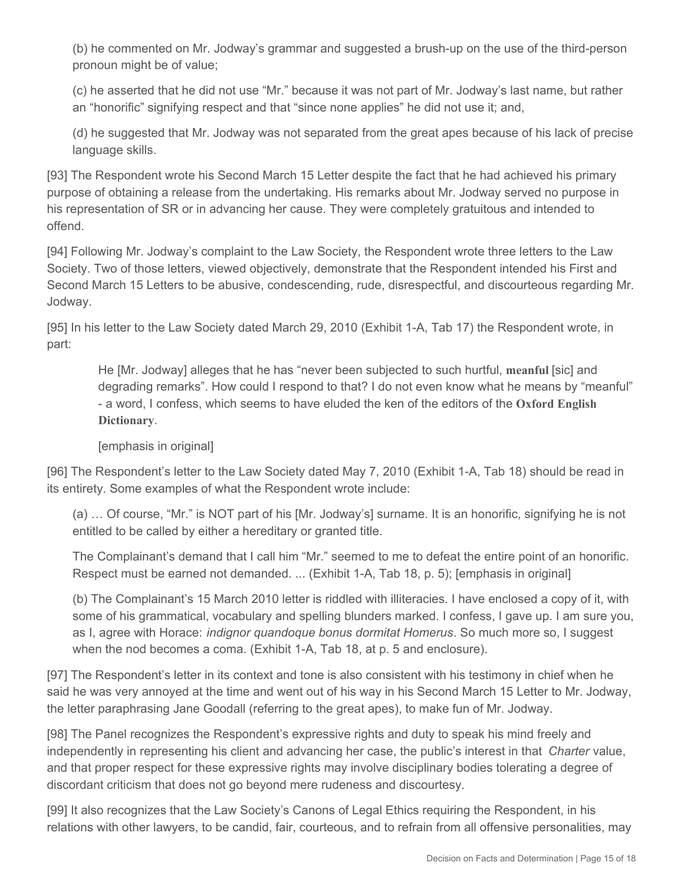(b) he commented on Mr. Jodway's grammar and suggested a brush-up on the use of the third-person pronoun might be of value;

(c) he asserted that he did not use "Mr." because it was not part of Mr. Jodway's last name, but rather an "honorific" signifying respect and that "since none applies" he did not use it; and,

(d) he suggested that Mr. Jodway was not separated from the great apes because of his lack of precise language skills.

[93] The Respondent wrote his Second March 15 Letter despite the fact that he had achieved his primary purpose of obtaining a release from the undertaking. His remarks about Mr. Jodway served no purpose in his representation of SR or in advancing her cause. They were completely gratuitous and intended to offend.

[94] Following Mr. Jodway's complaint to the Law Society, the Respondent wrote three letters to the Law Society. Two of those letters, viewed objectively, demonstrate that the Respondent intended his First and Second March 15 Letters to be abusive, condescending, rude, disrespectful, and discourteous regarding Mr. Jodway.

[95] In his letter to the Law Society dated March 29, 2010 (Exhibit 1-A, Tab 17) the Respondent wrote, in part:

> He [Mr. Jodway] alleges that he has "never been subjected to such hurtful, **meanful** [sic] and degrading remarks". How could I respond to that? I do not even know what he means by "meanful" - a word, I confess, which seems to have eluded the ken of the editors of the **Oxford English Dictionary**.
>
> [emphasis in original]

[96] The Respondent's letter to the Law Society dated May 7, 2010 (Exhibit 1-A, Tab 18) should be read in its entirety. Some examples of what the Respondent wrote include:

(a) … Of course, "Mr." is NOT part of his [Mr. Jodway's] surname. It is an honorific, signifying he is not entitled to be called by either a hereditary or granted title.

The Complainant's demand that I call him "Mr." seemed to me to defeat the entire point of an honorific. Respect must be earned not demanded. ... (Exhibit 1-A, Tab 18, p. 5); [emphasis in original]

(b) The Complainant's 15 March 2010 letter is riddled with illiteracies. I have enclosed a copy of it, with some of his grammatical, vocabulary and spelling blunders marked. I confess, I gave up. I am sure you, as I, agree with Horace: *indignor quandoque bonus dormitat Homerus*. So much more so, I suggest when the nod becomes a coma. (Exhibit 1-A, Tab 18, at p. 5 and enclosure).

[97] The Respondent's letter in its context and tone is also consistent with his testimony in chief when he said he was very annoyed at the time and went out of his way in his Second March 15 Letter to Mr. Jodway, the letter paraphrasing Jane Goodall (referring to the great apes), to make fun of Mr. Jodway.

[98] The Panel recognizes the Respondent's expressive rights and duty to speak his mind freely and independently in representing his client and advancing her case, the public's interest in that *Charter* value, and that proper respect for these expressive rights may involve disciplinary bodies tolerating a degree of discordant criticism that does not go beyond mere rudeness and discourtesy.

[99] It also recognizes that the Law Society's Canons of Legal Ethics requiring the Respondent, in his relations with other lawyers, to be candid, fair, courteous, and to refrain from all offensive personalities, may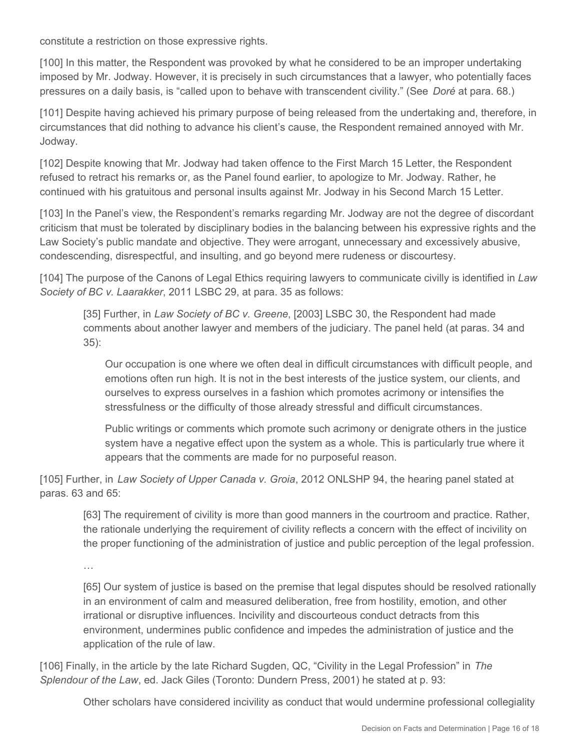constitute a restriction on those expressive rights.

[100] In this matter, the Respondent was provoked by what he considered to be an improper undertaking imposed by Mr. Jodway. However, it is precisely in such circumstances that a lawyer, who potentially faces pressures on a daily basis, is "called upon to behave with transcendent civility." (See *Doré* at para. 68.)

[101] Despite having achieved his primary purpose of being released from the undertaking and, therefore, in circumstances that did nothing to advance his client's cause, the Respondent remained annoyed with Mr. Jodway.

[102] Despite knowing that Mr. Jodway had taken offence to the First March 15 Letter, the Respondent refused to retract his remarks or, as the Panel found earlier, to apologize to Mr. Jodway. Rather, he continued with his gratuitous and personal insults against Mr. Jodway in his Second March 15 Letter.

[103] In the Panel's view, the Respondent's remarks regarding Mr. Jodway are not the degree of discordant criticism that must be tolerated by disciplinary bodies in the balancing between his expressive rights and the Law Society's public mandate and objective. They were arrogant, unnecessary and excessively abusive, condescending, disrespectful, and insulting, and go beyond mere rudeness or discourtesy.

[104] The purpose of the Canons of Legal Ethics requiring lawyers to communicate civilly is identified in *Law Society of BC v. Laarakker*, 2011 LSBC 29, at para. 35 as follows:

> [35] Further, in *Law Society of BC v. Greene*, [2003] LSBC 30, the Respondent had made comments about another lawyer and members of the judiciary. The panel held (at paras. 34 and 35):
>
> > Our occupation is one where we often deal in difficult circumstances with difficult people, and emotions often run high. It is not in the best interests of the justice system, our clients, and ourselves to express ourselves in a fashion which promotes acrimony or intensifies the stressfulness or the difficulty of those already stressful and difficult circumstances.
> >
> > Public writings or comments which promote such acrimony or denigrate others in the justice system have a negative effect upon the system as a whole. This is particularly true where it appears that the comments are made for no purposeful reason.

[105] Further, in *Law Society of Upper Canada v. Groia*, 2012 ONLSHP 94, the hearing panel stated at paras. 63 and 65:

> [63] The requirement of civility is more than good manners in the courtroom and practice. Rather, the rationale underlying the requirement of civility reflects a concern with the effect of incivility on the proper functioning of the administration of justice and public perception of the legal profession.
>
> …
>
> [65] Our system of justice is based on the premise that legal disputes should be resolved rationally in an environment of calm and measured deliberation, free from hostility, emotion, and other irrational or disruptive influences. Incivility and discourteous conduct detracts from this environment, undermines public confidence and impedes the administration of justice and the application of the rule of law.

[106] Finally, in the article by the late Richard Sugden, QC, "Civility in the Legal Profession" in *The Splendour of the Law*, ed. Jack Giles (Toronto: Dundern Press, 2001) he stated at p. 93:

> Other scholars have considered incivility as conduct that would undermine professional collegiality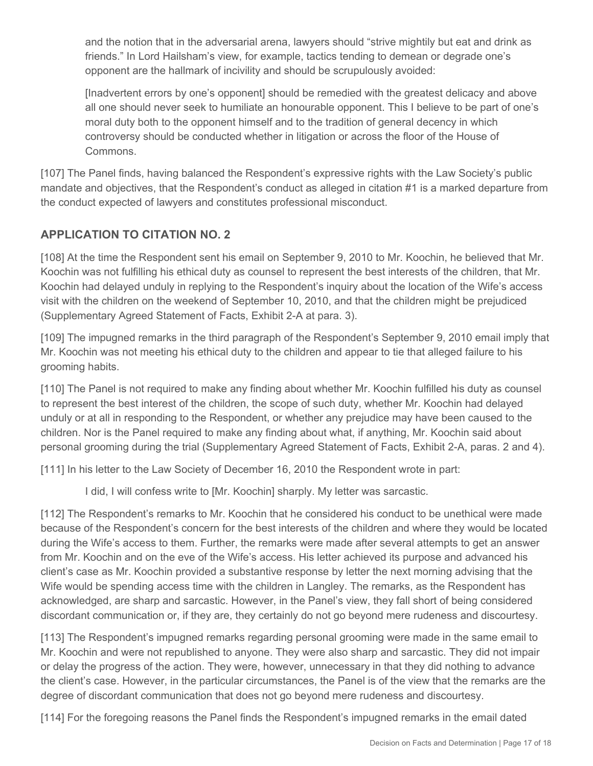and the notion that in the adversarial arena, lawyers should "strive mightily but eat and drink as friends." In Lord Hailsham's view, for example, tactics tending to demean or degrade one's opponent are the hallmark of incivility and should be scrupulously avoided:

> [Inadvertent errors by one's opponent] should be remedied with the greatest delicacy and above all one should never seek to humiliate an honourable opponent. This I believe to be part of one's moral duty both to the opponent himself and to the tradition of general decency in which controversy should be conducted whether in litigation or across the floor of the House of Commons.

[107] The Panel finds, having balanced the Respondent's expressive rights with the Law Society's public mandate and objectives, that the Respondent's conduct as alleged in citation #1 is a marked departure from the conduct expected of lawyers and constitutes professional misconduct.

## APPLICATION TO CITATION NO. 2

[108] At the time the Respondent sent his email on September 9, 2010 to Mr. Koochin, he believed that Mr. Koochin was not fulfilling his ethical duty as counsel to represent the best interests of the children, that Mr. Koochin had delayed unduly in replying to the Respondent's inquiry about the location of the Wife's access visit with the children on the weekend of September 10, 2010, and that the children might be prejudiced (Supplementary Agreed Statement of Facts, Exhibit 2-A at para. 3).

[109] The impugned remarks in the third paragraph of the Respondent's September 9, 2010 email imply that Mr. Koochin was not meeting his ethical duty to the children and appear to tie that alleged failure to his grooming habits.

[110] The Panel is not required to make any finding about whether Mr. Koochin fulfilled his duty as counsel to represent the best interest of the children, the scope of such duty, whether Mr. Koochin had delayed unduly or at all in responding to the Respondent, or whether any prejudice may have been caused to the children. Nor is the Panel required to make any finding about what, if anything, Mr. Koochin said about personal grooming during the trial (Supplementary Agreed Statement of Facts, Exhibit 2-A, paras. 2 and 4).

[111] In his letter to the Law Society of December 16, 2010 the Respondent wrote in part:

> I did, I will confess write to [Mr. Koochin] sharply. My letter was sarcastic.

[112] The Respondent's remarks to Mr. Koochin that he considered his conduct to be unethical were made because of the Respondent's concern for the best interests of the children and where they would be located during the Wife's access to them. Further, the remarks were made after several attempts to get an answer from Mr. Koochin and on the eve of the Wife's access. His letter achieved its purpose and advanced his client's case as Mr. Koochin provided a substantive response by letter the next morning advising that the Wife would be spending access time with the children in Langley. The remarks, as the Respondent has acknowledged, are sharp and sarcastic. However, in the Panel's view, they fall short of being considered discordant communication or, if they are, they certainly do not go beyond mere rudeness and discourtesy.

[113] The Respondent's impugned remarks regarding personal grooming were made in the same email to Mr. Koochin and were not republished to anyone. They were also sharp and sarcastic. They did not impair or delay the progress of the action. They were, however, unnecessary in that they did nothing to advance the client's case. However, in the particular circumstances, the Panel is of the view that the remarks are the degree of discordant communication that does not go beyond mere rudeness and discourtesy.

[114] For the foregoing reasons the Panel finds the Respondent's impugned remarks in the email dated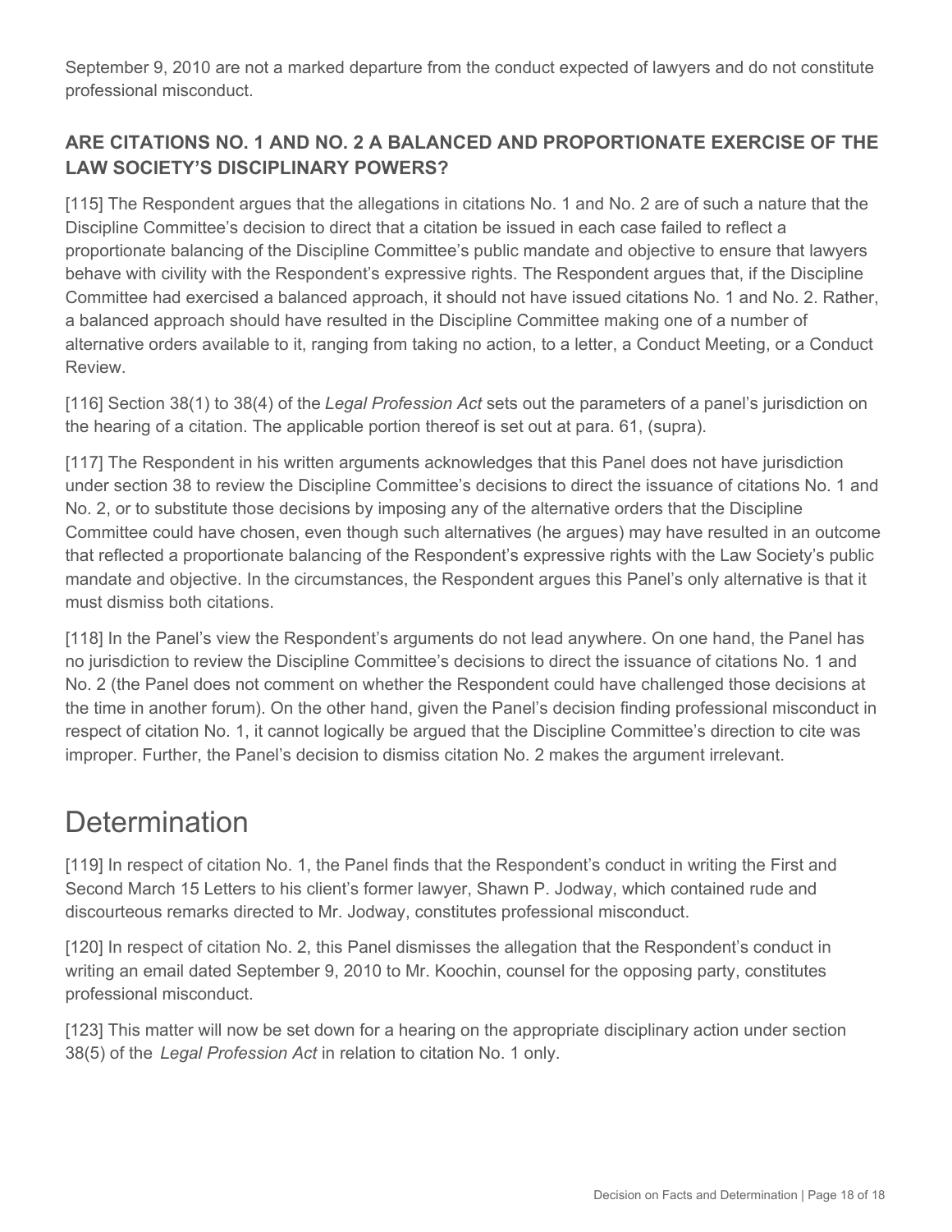September 9, 2010 are not a marked departure from the conduct expected of lawyers and do not constitute professional misconduct.

### ARE CITATIONS NO. 1 AND NO. 2 A BALANCED AND PROPORTIONATE EXERCISE OF THE LAW SOCIETY'S DISCIPLINARY POWERS?

[115] The Respondent argues that the allegations in citations No. 1 and No. 2 are of such a nature that the Discipline Committee's decision to direct that a citation be issued in each case failed to reflect a proportionate balancing of the Discipline Committee's public mandate and objective to ensure that lawyers behave with civility with the Respondent's expressive rights. The Respondent argues that, if the Discipline Committee had exercised a balanced approach, it should not have issued citations No. 1 and No. 2. Rather, a balanced approach should have resulted in the Discipline Committee making one of a number of alternative orders available to it, ranging from taking no action, to a letter, a Conduct Meeting, or a Conduct Review.

[116] Section 38(1) to 38(4) of the *Legal Profession Act* sets out the parameters of a panel's jurisdiction on the hearing of a citation. The applicable portion thereof is set out at para. 61, (supra).

[117] The Respondent in his written arguments acknowledges that this Panel does not have jurisdiction under section 38 to review the Discipline Committee's decisions to direct the issuance of citations No. 1 and No. 2, or to substitute those decisions by imposing any of the alternative orders that the Discipline Committee could have chosen, even though such alternatives (he argues) may have resulted in an outcome that reflected a proportionate balancing of the Respondent's expressive rights with the Law Society's public mandate and objective. In the circumstances, the Respondent argues this Panel's only alternative is that it must dismiss both citations.

[118] In the Panel's view the Respondent's arguments do not lead anywhere. On one hand, the Panel has no jurisdiction to review the Discipline Committee's decisions to direct the issuance of citations No. 1 and No. 2 (the Panel does not comment on whether the Respondent could have challenged those decisions at the time in another forum). On the other hand, given the Panel's decision finding professional misconduct in respect of citation No. 1, it cannot logically be argued that the Discipline Committee's direction to cite was improper. Further, the Panel's decision to dismiss citation No. 2 makes the argument irrelevant.

# Determination

[119] In respect of citation No. 1, the Panel finds that the Respondent's conduct in writing the First and Second March 15 Letters to his client's former lawyer, Shawn P. Jodway, which contained rude and discourteous remarks directed to Mr. Jodway, constitutes professional misconduct.

[120] In respect of citation No. 2, this Panel dismisses the allegation that the Respondent's conduct in writing an email dated September 9, 2010 to Mr. Koochin, counsel for the opposing party, constitutes professional misconduct.

[123] This matter will now be set down for a hearing on the appropriate disciplinary action under section 38(5) of the *Legal Profession Act* in relation to citation No. 1 only.